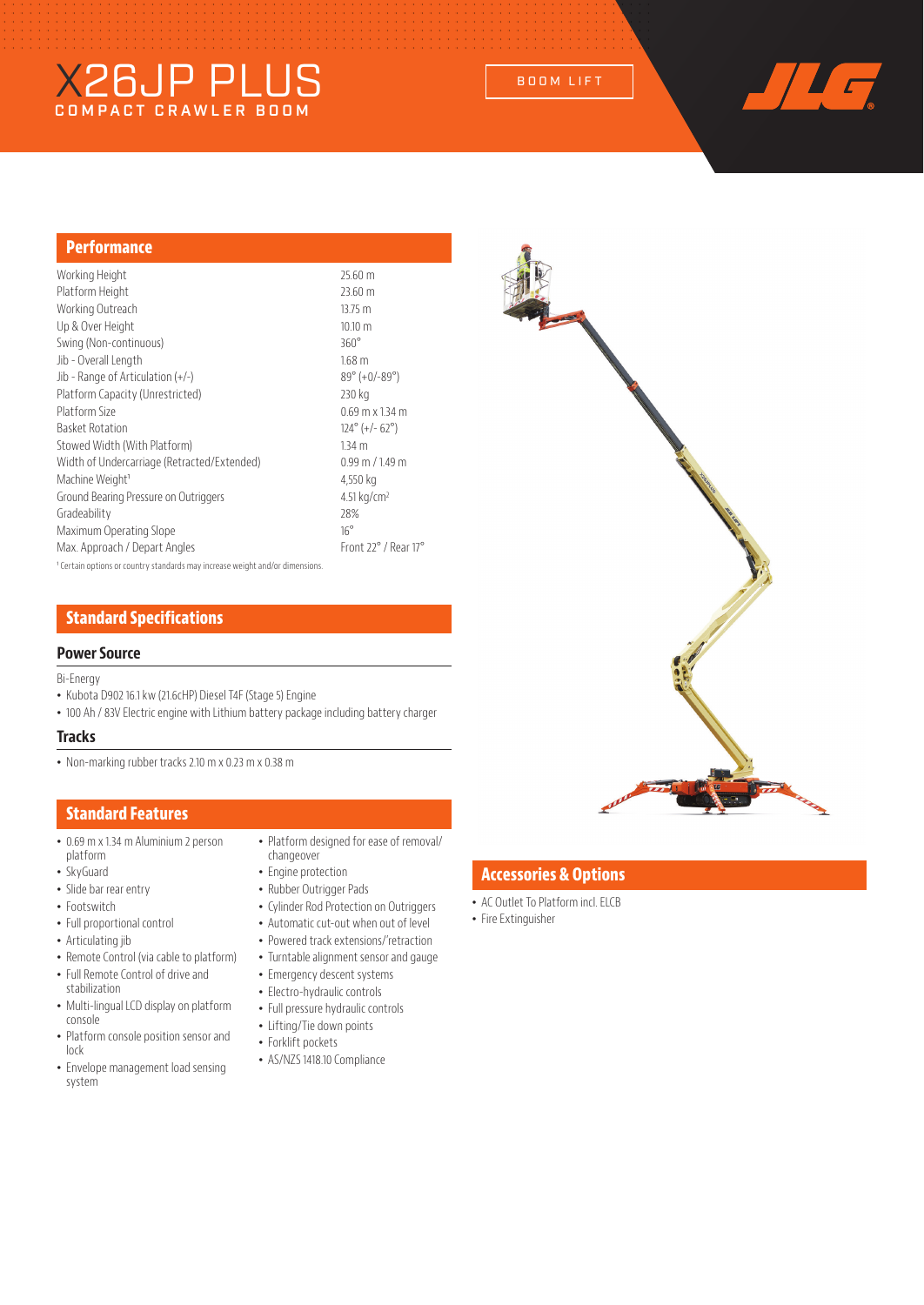# X26JP PLUS

COMPACT CRAWLER BOOM

BOOM LIFT

## Performance

| | |
|---|---|
| Working Height | 25.60 m |
| Platform Height | 23.60 m |
| Working Outreach | 13.75 m |
| Up & Over Height | 10.10 m |
| Swing (Non-continuous) | 360° |
| Jib - Overall Length | 1.68 m |
| Jib - Range of Articulation (+/-) | 89° (+0/-89°) |
| Platform Capacity (Unrestricted) | 230 kg |
| Platform Size | 0.69 m x 1.34 m |
| Basket Rotation | 124° (+/- 62°) |
| Stowed Width (With Platform) | 1.34 m |
| Width of Undercarriage (Retracted/Extended) | 0.99 m / 1.49 m |
| Machine Weight[1] | 4,550 kg |
| Ground Bearing Pressure on Outriggers | 4.51 kg/cm² |
| Gradeability | 28% |
| Maximum Operating Slope | 16° |
| Max. Approach / Depart Angles | Front 22° / Rear 17° |

[1] Certain options or country standards may increase weight and/or dimensions.

## Standard Specifications

### Power Source

Bi-Energy

- Kubota D902 16.1 kw (21.6cHP) Diesel T4F (Stage 5) Engine
- 100 Ah / 83V Electric engine with Lithium battery package including battery charger

### Tracks

- Non-marking rubber tracks 2.10 m x 0.23 m x 0.38 m

## Standard Features

- 0.69 m x 1.34 m Aluminium 2 person platform
- SkyGuard
- Slide bar rear entry
- Footswitch
- Full proportional control
- Articulating jib
- Remote Control (via cable to platform)
- Full Remote Control of drive and stabilization
- Multi-lingual LCD display on platform console
- Platform console position sensor and lock
- Envelope management load sensing system
- Platform designed for ease of removal/changeover
- Engine protection
- Rubber Outrigger Pads
- Cylinder Rod Protection on Outriggers
- Automatic cut-out when out of level
- Powered track extensions/'retraction
- Turntable alignment sensor and gauge
- Emergency descent systems
- Electro-hydraulic controls
- Full pressure hydraulic controls
- Lifting/Tie down points
- Forklift pockets
- AS/NZS 1418.10 Compliance

## Accessories & Options

- AC Outlet To Platform incl. ELCB
- Fire Extinguisher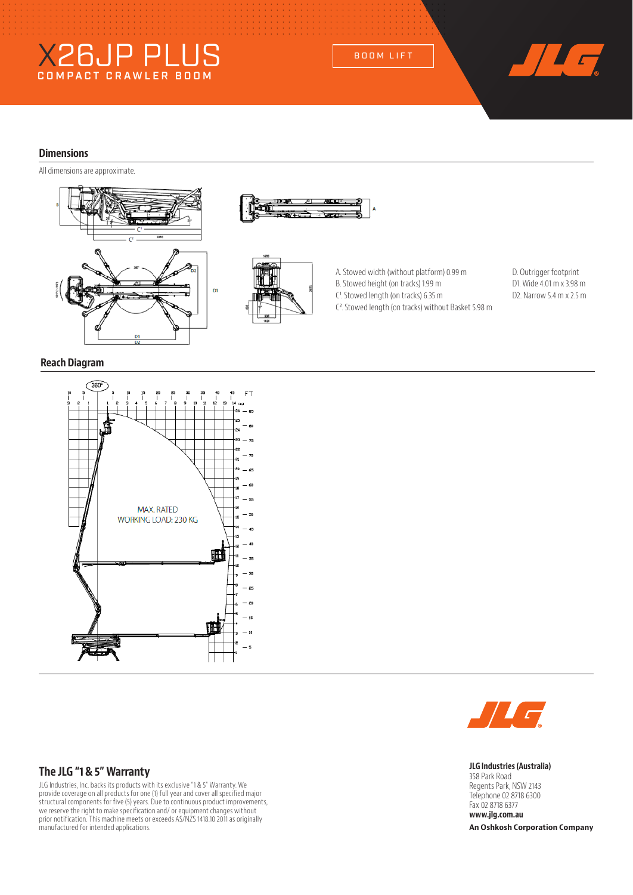# X26JP PLUS

COMPACT CRAWLER BOOM

BOOM LIFT

## Dimensions

All dimensions are approximate.

A. Stowed width (without platform) 0.99 m
B. Stowed height (on tracks) 1.99 m
C[1]. Stowed length (on tracks) 6.35 m
C[2]. Stowed length (on tracks) without Basket 5.98 m

D. Outrigger footprint
D1. Wide 4.01 m x 3.98 m
D2. Narrow 5.4 m x 2.5 m

## Reach Diagram

360°

FT

MAX. RATED WORKING LOAD: 230 KG

## The JLG "1 & 5" Warranty

JLG Industries, Inc. backs its products with its exclusive "1 & 5" Warranty. We provide coverage on all products for one (1) full year and cover all specified major structural components for five (5) years. Due to continuous product improvements, we reserve the right to make specification and/ or equipment changes without prior notification. This machine meets or exceeds AS/NZS 1418.10 2011 as originally manufactured for intended applications.

**JLG Industries (Australia)**
358 Park Road
Regents Park, NSW 2143
Telephone 02 8718 6300
Fax 02 8718 6377
**www.jlg.com.au**

**An Oshkosh Corporation Company**